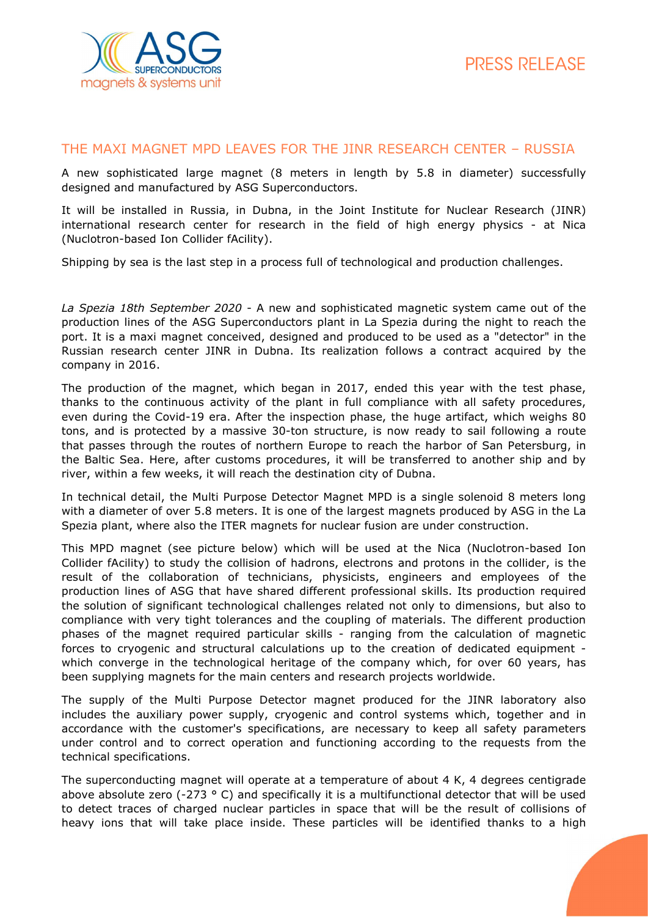# PRESS RELEASE

## THE MAXI MAGNET MPD LEAVES FOR THE JINR RESEARCH CENTER – RUSSIA

A new sophisticated large magnet (8 meters in length by 5.8 in diameter) successfully designed and manufactured by ASG Superconductors.

It will be installed in Russia, in Dubna, in the Joint Institute for Nuclear Research (JINR) international research center for research in the field of high energy physics - at Nica (Nuclotron-based Ion Collider fAcility).

Shipping by sea is the last step in a process full of technological and production challenges.

*La Spezia 18th September 2020* - A new and sophisticated magnetic system came out of the production lines of the ASG Superconductors plant in La Spezia during the night to reach the port. It is a maxi magnet conceived, designed and produced to be used as a "detector" in the Russian research center JINR in Dubna. Its realization follows a contract acquired by the company in 2016.

The production of the magnet, which began in 2017, ended this year with the test phase, thanks to the continuous activity of the plant in full compliance with all safety procedures, even during the Covid-19 era. After the inspection phase, the huge artifact, which weighs 80 tons, and is protected by a massive 30-ton structure, is now ready to sail following a route that passes through the routes of northern Europe to reach the harbor of San Petersburg, in the Baltic Sea. Here, after customs procedures, it will be transferred to another ship and by river, within a few weeks, it will reach the destination city of Dubna.

In technical detail, the Multi Purpose Detector Magnet MPD is a single solenoid 8 meters long with a diameter of over 5.8 meters. It is one of the largest magnets produced by ASG in the La Spezia plant, where also the ITER magnets for nuclear fusion are under construction.

This MPD magnet (see picture below) which will be used at the Nica (Nuclotron-based Ion Collider fAcility) to study the collision of hadrons, electrons and protons in the collider, is the result of the collaboration of technicians, physicists, engineers and employees of the production lines of ASG that have shared different professional skills. Its production required the solution of significant technological challenges related not only to dimensions, but also to compliance with very tight tolerances and the coupling of materials. The different production phases of the magnet required particular skills - ranging from the calculation of magnetic forces to cryogenic and structural calculations up to the creation of dedicated equipment - which converge in the technological heritage of the company which, for over 60 years, has been supplying magnets for the main centers and research projects worldwide.

The supply of the Multi Purpose Detector magnet produced for the JINR laboratory also includes the auxiliary power supply, cryogenic and control systems which, together and in accordance with the customer's specifications, are necessary to keep all safety parameters under control and to correct operation and functioning according to the requests from the technical specifications.

The superconducting magnet will operate at a temperature of about 4 K, 4 degrees centigrade above absolute zero (-273 ° C) and specifically it is a multifunctional detector that will be used to detect traces of charged nuclear particles in space that will be the result of collisions of heavy ions that will take place inside. These particles will be identified thanks to a high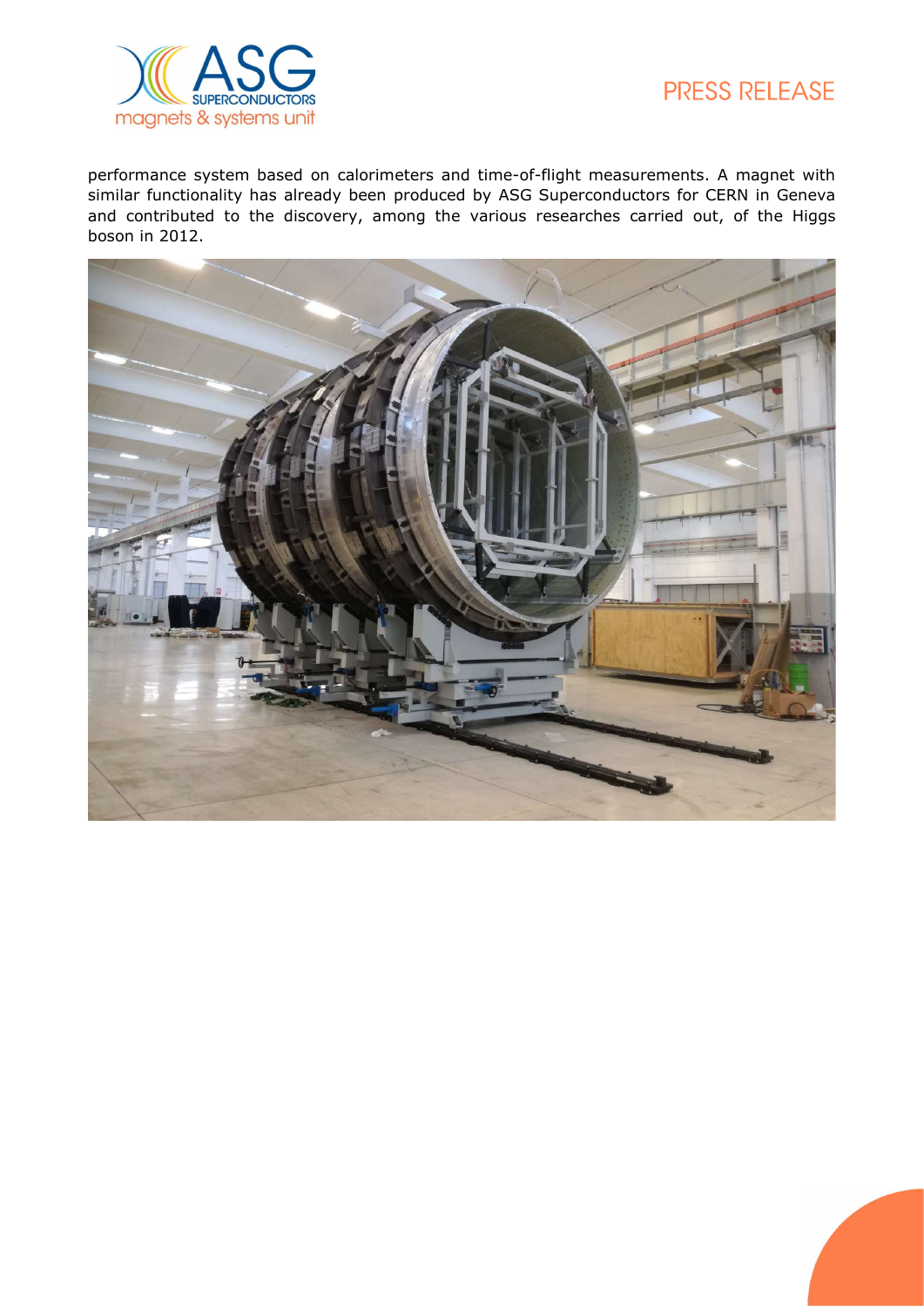performance system based on calorimeters and time-of-flight measurements. A magnet with similar functionality has already been produced by ASG Superconductors for CERN in Geneva and contributed to the discovery, among the various researches carried out, of the Higgs boson in 2012.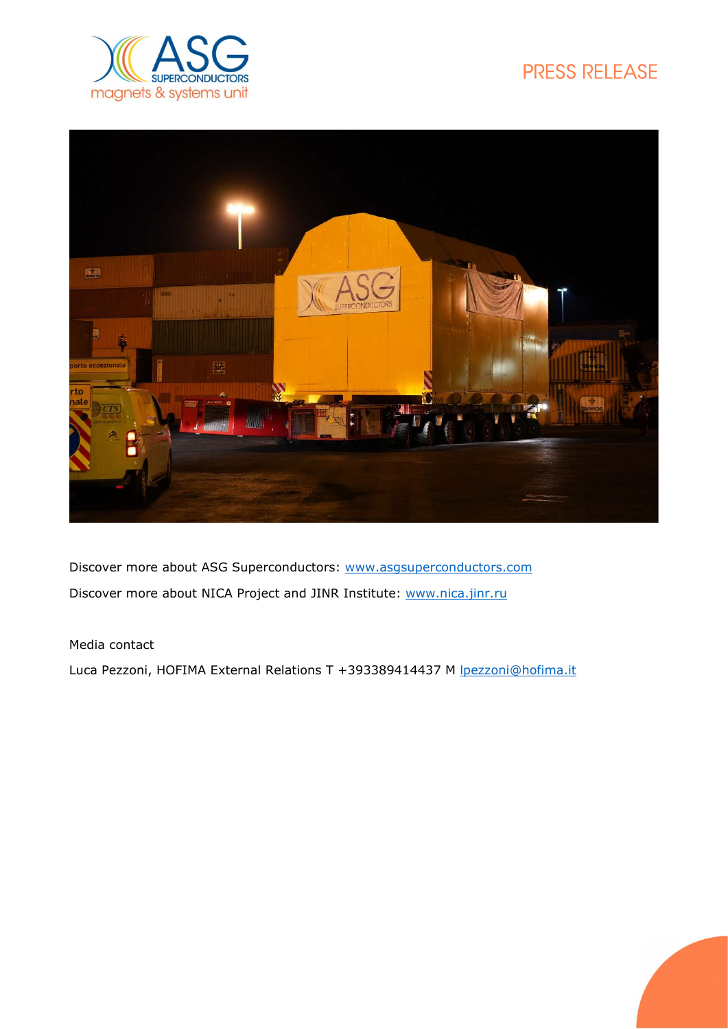Discover more about ASG Superconductors: [www.asgsuperconductors.com](http://www.asgsuperconductors.com)

Discover more about NICA Project and JINR Institute: [www.nica.jinr.ru](http://www.nica.jinr.ru)

Media contact

Luca Pezzoni, HOFIMA External Relations T +393389414437 M [lpezzoni@hofima.it](mailto:lpezzoni@hofima.it)